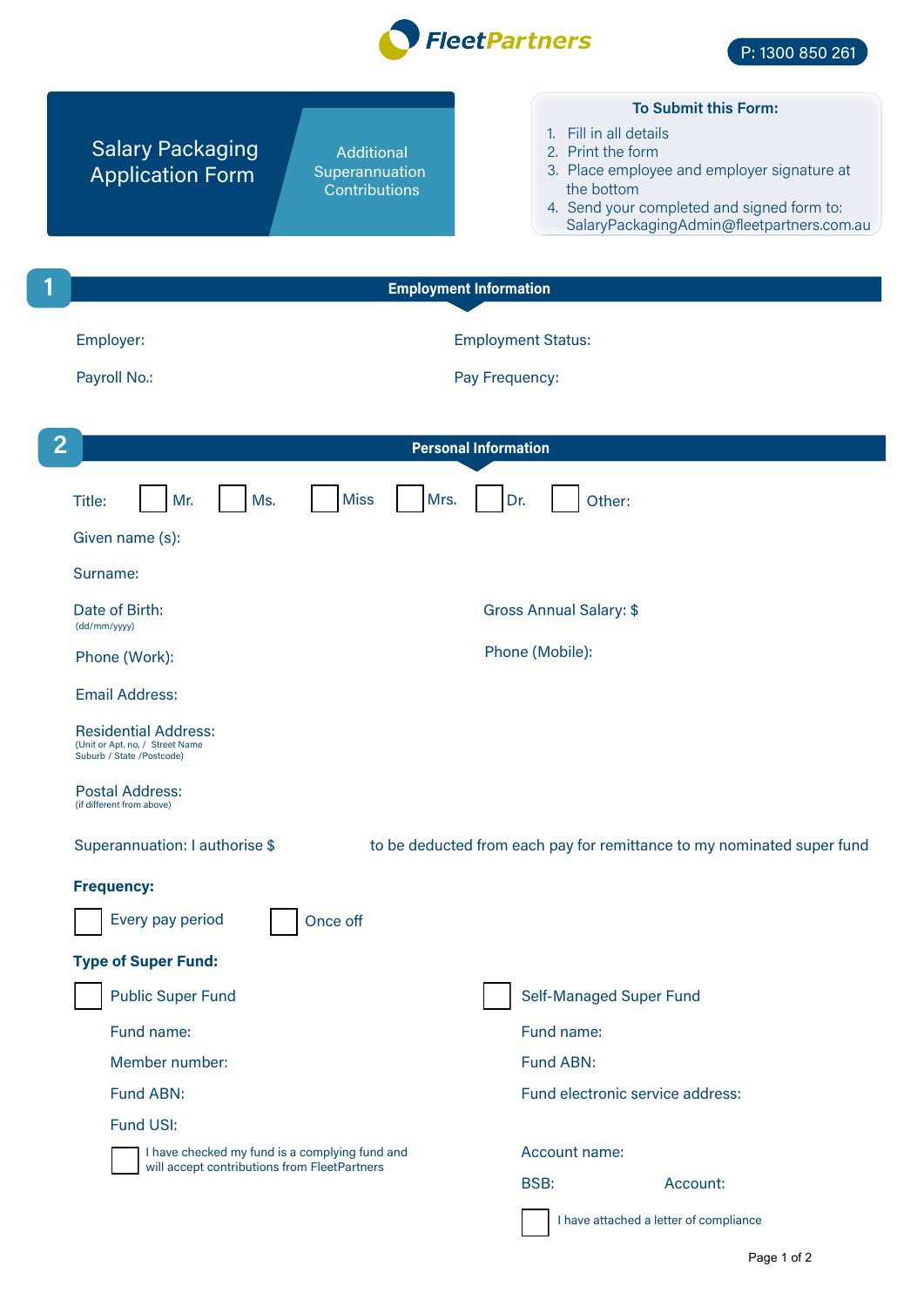FleetPartners

P: 1300 850 261

# Salary Packaging Application Form

## Additional Superannuation Contributions

**To Submit this Form:**

1. Fill in all details
2. Print the form
3. Place employee and employer signature at the bottom
4. Send your completed and signed form to: SalaryPackagingAdmin@fleetpartners.com.au

## 1 Employment Information

Employer:

Employment Status:

Payroll No.:

Pay Frequency:

## 2 Personal Information

Title: ☐ Mr. ☐ Ms. ☐ Miss ☐ Mrs. ☐ Dr. ☐ Other:

Given name (s):

Surname:

Date of Birth:
(dd/mm/yyyy)

Gross Annual Salary: $

Phone (Work):

Phone (Mobile):

Email Address:

Residential Address:
(Unit or Apt. no, / Street Name Suburb / State /Postcode)

Postal Address:
(if different from above)

Superannuation: I authorise $ to be deducted from each pay for remittance to my nominated super fund

**Frequency:**

☐ Every pay period ☐ Once off

**Type of Super Fund:**

☐ Public Super Fund

Fund name:

Member number:

Fund ABN:

Fund USI:

☐ I have checked my fund is a complying fund and will accept contributions from FleetPartners

☐ Self-Managed Super Fund

Fund name:

Fund ABN:

Fund electronic service address:

Account name:

BSB: Account:

☐ I have attached a letter of compliance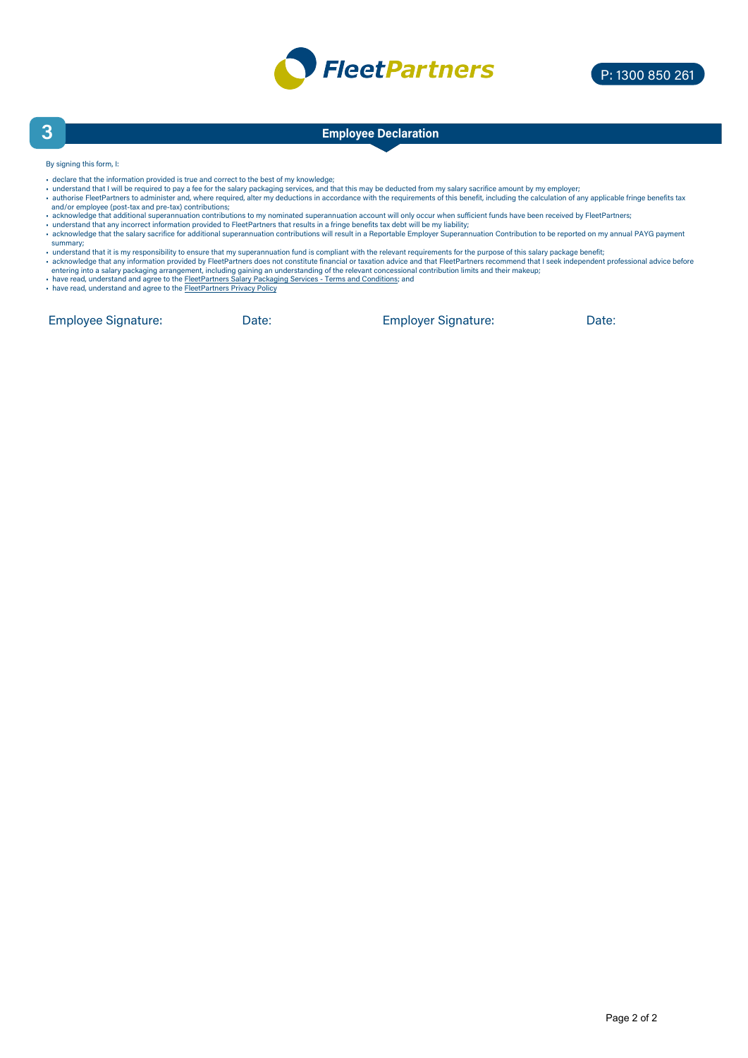FleetPartners

P: 1300 850 261

## 3 Employee Declaration

By signing this form, I:

- declare that the information provided is true and correct to the best of my knowledge;
- understand that I will be required to pay a fee for the salary packaging services, and that this may be deducted from my salary sacrifice amount by my employer;
- authorise FleetPartners to administer and, where required, alter my deductions in accordance with the requirements of this benefit, including the calculation of any applicable fringe benefits tax and/or employee (post-tax and pre-tax) contributions;
- acknowledge that additional superannuation contributions to my nominated superannuation account will only occur when sufficient funds have been received by FleetPartners;
- understand that any incorrect information provided to FleetPartners that results in a fringe benefits tax debt will be my liability;
- acknowledge that the salary sacrifice for additional superannuation contributions will result in a Reportable Employer Superannuation Contribution to be reported on my annual PAYG payment summary;
- understand that it is my responsibility to ensure that my superannuation fund is compliant with the relevant requirements for the purpose of this salary package benefit;
- acknowledge that any information provided by FleetPartners does not constitute financial or taxation advice and that FleetPartners recommend that I seek independent professional advice before entering into a salary packaging arrangement, including gaining an understanding of the relevant concessional contribution limits and their makeup;
- have read, understand and agree to the FleetPartners Salary Packaging Services - Terms and Conditions; and
- have read, understand and agree to the FleetPartners Privacy Policy

Employee Signature: Date: Employer Signature: Date: